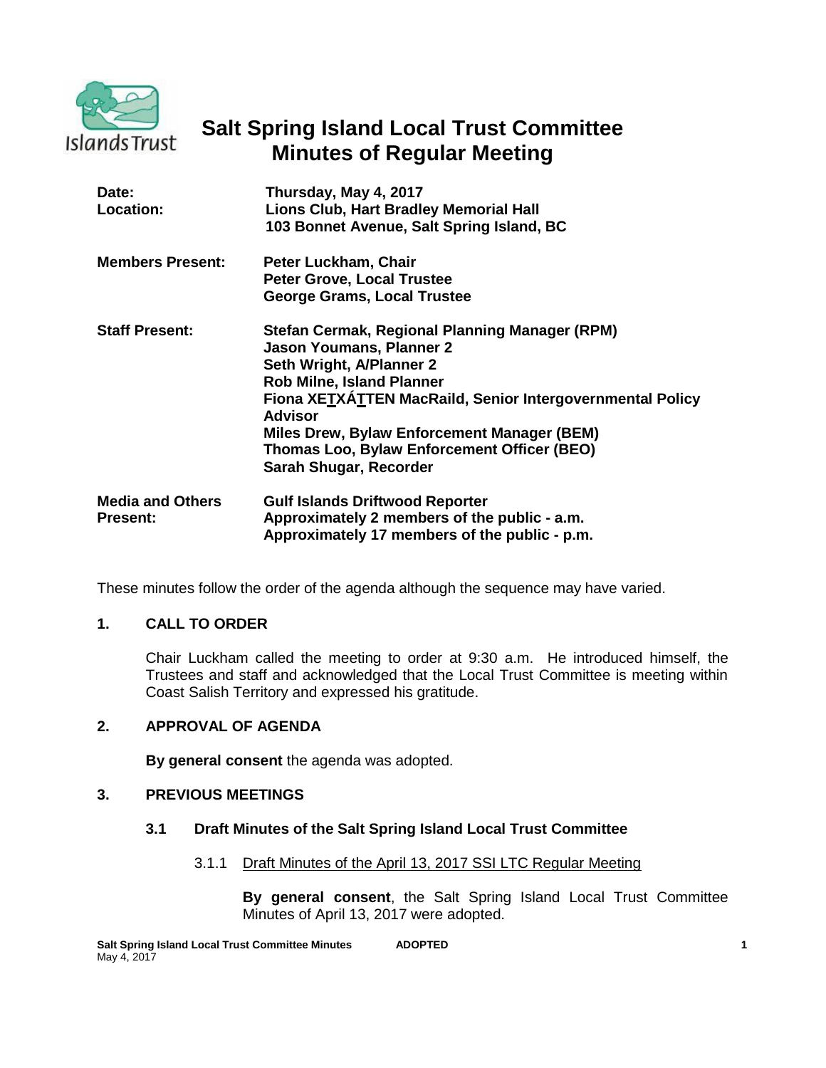# Salt Spring Island Local Trust Committee
# Minutes of Regular Meeting

| | |
|---|---|
| **Date:** | **Thursday, May 4, 2017** |
| **Location:** | **Lions Club, Hart Bradley Memorial Hall**<br>**103 Bonnet Avenue, Salt Spring Island, BC** |
| **Members Present:** | **Peter Luckham, Chair**<br>**Peter Grove, Local Trustee**<br>**George Grams, Local Trustee** |
| **Staff Present:** | **Stefan Cermak, Regional Planning Manager (RPM)**<br>**Jason Youmans, Planner 2**<br>**Seth Wright, A/Planner 2**<br>**Rob Milne, Island Planner**<br>**Fiona XET̲XÁT̲TEN MacRaild, Senior Intergovernmental Policy Advisor**<br>**Miles Drew, Bylaw Enforcement Manager (BEM)**<br>**Thomas Loo, Bylaw Enforcement Officer (BEO)**<br>**Sarah Shugar, Recorder** |
| **Media and Others Present:** | **Gulf Islands Driftwood Reporter**<br>**Approximately 2 members of the public - a.m.**<br>**Approximately 17 members of the public - p.m.** |

These minutes follow the order of the agenda although the sequence may have varied.

## 1. CALL TO ORDER

Chair Luckham called the meeting to order at 9:30 a.m. He introduced himself, the Trustees and staff and acknowledged that the Local Trust Committee is meeting within Coast Salish Territory and expressed his gratitude.

## 2. APPROVAL OF AGENDA

**By general consent** the agenda was adopted.

## 3. PREVIOUS MEETINGS

### 3.1 Draft Minutes of the Salt Spring Island Local Trust Committee

3.1.1 Draft Minutes of the April 13, 2017 SSI LTC Regular Meeting

**By general consent**, the Salt Spring Island Local Trust Committee Minutes of April 13, 2017 were adopted.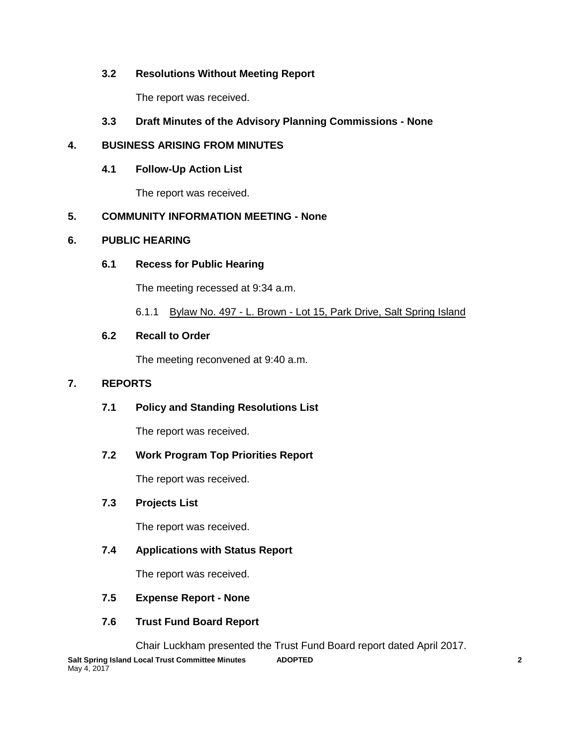### 3.2 Resolutions Without Meeting Report

The report was received.

### 3.3 Draft Minutes of the Advisory Planning Commissions - None

## 4. BUSINESS ARISING FROM MINUTES

### 4.1 Follow-Up Action List

The report was received.

## 5. COMMUNITY INFORMATION MEETING - None

## 6. PUBLIC HEARING

### 6.1 Recess for Public Hearing

The meeting recessed at 9:34 a.m.

6.1.1 Bylaw No. 497 - L. Brown - Lot 15, Park Drive, Salt Spring Island

### 6.2 Recall to Order

The meeting reconvened at 9:40 a.m.

## 7. REPORTS

### 7.1 Policy and Standing Resolutions List

The report was received.

### 7.2 Work Program Top Priorities Report

The report was received.

### 7.3 Projects List

The report was received.

### 7.4 Applications with Status Report

The report was received.

### 7.5 Expense Report - None

### 7.6 Trust Fund Board Report

Chair Luckham presented the Trust Fund Board report dated April 2017.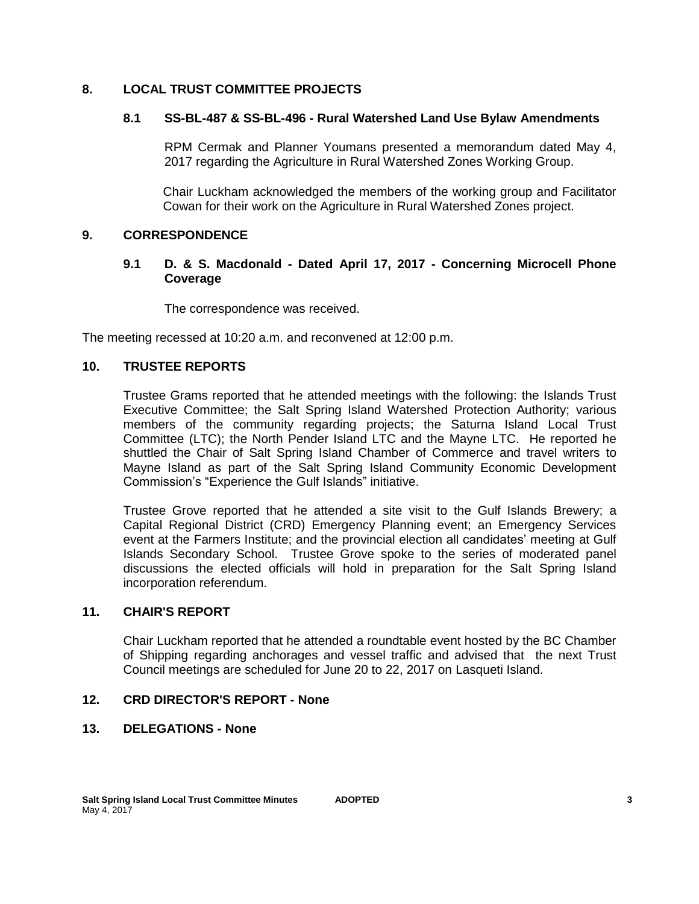## 8. LOCAL TRUST COMMITTEE PROJECTS

### 8.1 SS-BL-487 & SS-BL-496 - Rural Watershed Land Use Bylaw Amendments

RPM Cermak and Planner Youmans presented a memorandum dated May 4, 2017 regarding the Agriculture in Rural Watershed Zones Working Group.

Chair Luckham acknowledged the members of the working group and Facilitator Cowan for their work on the Agriculture in Rural Watershed Zones project.

## 9. CORRESPONDENCE

### 9.1 D. & S. Macdonald - Dated April 17, 2017 - Concerning Microcell Phone Coverage

The correspondence was received.

The meeting recessed at 10:20 a.m. and reconvened at 12:00 p.m.

## 10. TRUSTEE REPORTS

Trustee Grams reported that he attended meetings with the following: the Islands Trust Executive Committee; the Salt Spring Island Watershed Protection Authority; various members of the community regarding projects; the Saturna Island Local Trust Committee (LTC); the North Pender Island LTC and the Mayne LTC. He reported he shuttled the Chair of Salt Spring Island Chamber of Commerce and travel writers to Mayne Island as part of the Salt Spring Island Community Economic Development Commission's "Experience the Gulf Islands" initiative.

Trustee Grove reported that he attended a site visit to the Gulf Islands Brewery; a Capital Regional District (CRD) Emergency Planning event; an Emergency Services event at the Farmers Institute; and the provincial election all candidates' meeting at Gulf Islands Secondary School. Trustee Grove spoke to the series of moderated panel discussions the elected officials will hold in preparation for the Salt Spring Island incorporation referendum.

## 11. CHAIR'S REPORT

Chair Luckham reported that he attended a roundtable event hosted by the BC Chamber of Shipping regarding anchorages and vessel traffic and advised that the next Trust Council meetings are scheduled for June 20 to 22, 2017 on Lasqueti Island.

## 12. CRD DIRECTOR'S REPORT - None

## 13. DELEGATIONS - None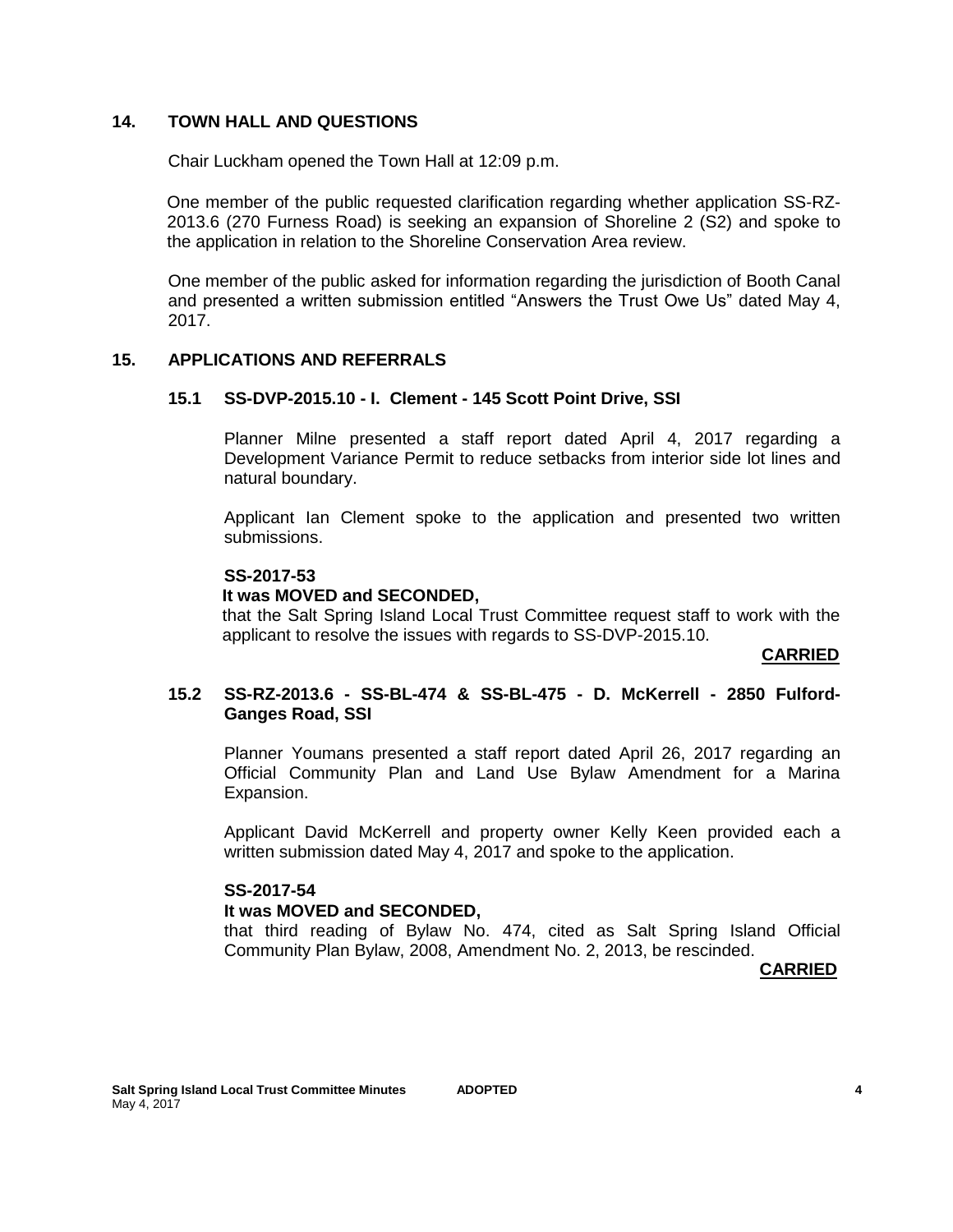## 14. TOWN HALL AND QUESTIONS

Chair Luckham opened the Town Hall at 12:09 p.m.

One member of the public requested clarification regarding whether application SS-RZ-2013.6 (270 Furness Road) is seeking an expansion of Shoreline 2 (S2) and spoke to the application in relation to the Shoreline Conservation Area review.

One member of the public asked for information regarding the jurisdiction of Booth Canal and presented a written submission entitled "Answers the Trust Owe Us" dated May 4, 2017.

## 15. APPLICATIONS AND REFERRALS

### 15.1 SS-DVP-2015.10 - I. Clement - 145 Scott Point Drive, SSI

Planner Milne presented a staff report dated April 4, 2017 regarding a Development Variance Permit to reduce setbacks from interior side lot lines and natural boundary.

Applicant Ian Clement spoke to the application and presented two written submissions.

**SS-2017-53**
**It was MOVED and SECONDED,**
that the Salt Spring Island Local Trust Committee request staff to work with the applicant to resolve the issues with regards to SS-DVP-2015.10.

**CARRIED**

### 15.2 SS-RZ-2013.6 - SS-BL-474 & SS-BL-475 - D. McKerrell - 2850 Fulford-Ganges Road, SSI

Planner Youmans presented a staff report dated April 26, 2017 regarding an Official Community Plan and Land Use Bylaw Amendment for a Marina Expansion.

Applicant David McKerrell and property owner Kelly Keen provided each a written submission dated May 4, 2017 and spoke to the application.

**SS-2017-54**
**It was MOVED and SECONDED,**
that third reading of Bylaw No. 474, cited as Salt Spring Island Official Community Plan Bylaw, 2008, Amendment No. 2, 2013, be rescinded.

**CARRIED**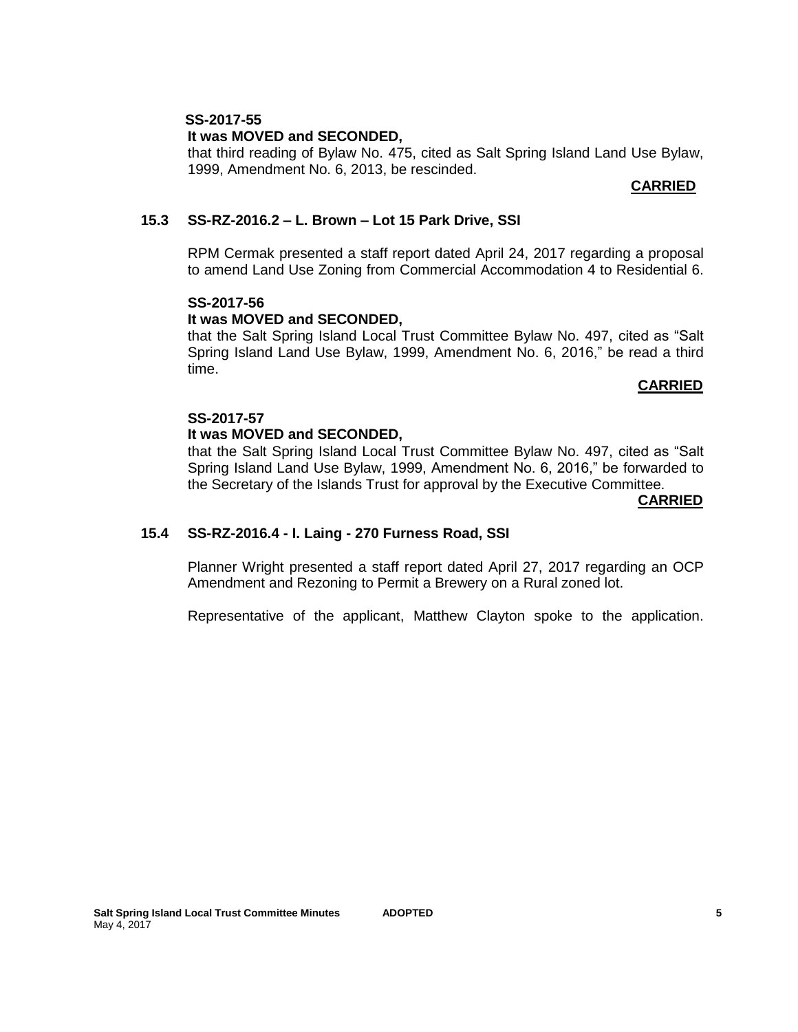**SS-2017-55**

**It was MOVED and SECONDED,**

that third reading of Bylaw No. 475, cited as Salt Spring Island Land Use Bylaw, 1999, Amendment No. 6, 2013, be rescinded.

**CARRIED**

### 15.3 SS-RZ-2016.2 – L. Brown – Lot 15 Park Drive, SSI

RPM Cermak presented a staff report dated April 24, 2017 regarding a proposal to amend Land Use Zoning from Commercial Accommodation 4 to Residential 6.

**SS-2017-56**

**It was MOVED and SECONDED,**

that the Salt Spring Island Local Trust Committee Bylaw No. 497, cited as "Salt Spring Island Land Use Bylaw, 1999, Amendment No. 6, 2016," be read a third time.

**CARRIED**

**SS-2017-57**

**It was MOVED and SECONDED,**

that the Salt Spring Island Local Trust Committee Bylaw No. 497, cited as "Salt Spring Island Land Use Bylaw, 1999, Amendment No. 6, 2016," be forwarded to the Secretary of the Islands Trust for approval by the Executive Committee.

**CARRIED**

### 15.4 SS-RZ-2016.4 - I. Laing - 270 Furness Road, SSI

Planner Wright presented a staff report dated April 27, 2017 regarding an OCP Amendment and Rezoning to Permit a Brewery on a Rural zoned lot.

Representative of the applicant, Matthew Clayton spoke to the application.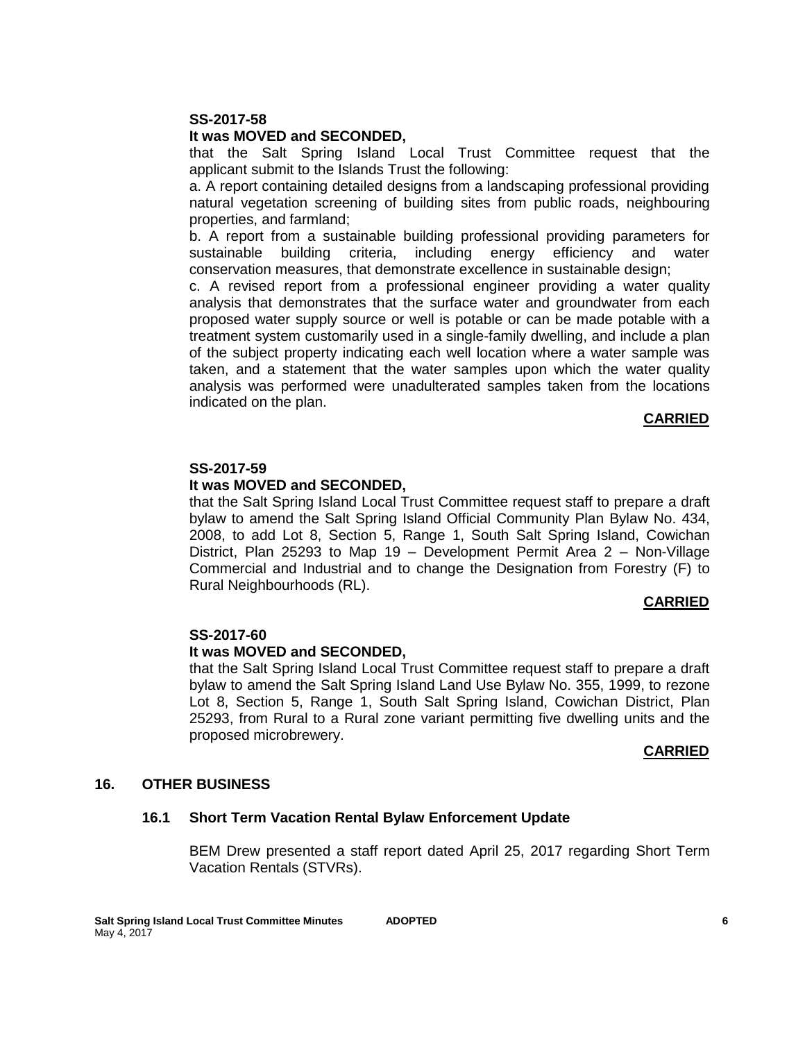**SS-2017-58**
**It was MOVED and SECONDED,**

that the Salt Spring Island Local Trust Committee request that the applicant submit to the Islands Trust the following:

a. A report containing detailed designs from a landscaping professional providing natural vegetation screening of building sites from public roads, neighbouring properties, and farmland;

b. A report from a sustainable building professional providing parameters for sustainable building criteria, including energy efficiency and water conservation measures, that demonstrate excellence in sustainable design;

c. A revised report from a professional engineer providing a water quality analysis that demonstrates that the surface water and groundwater from each proposed water supply source or well is potable or can be made potable with a treatment system customarily used in a single-family dwelling, and include a plan of the subject property indicating each well location where a water sample was taken, and a statement that the water samples upon which the water quality analysis was performed were unadulterated samples taken from the locations indicated on the plan.

**CARRIED**

**SS-2017-59**
**It was MOVED and SECONDED,**

that the Salt Spring Island Local Trust Committee request staff to prepare a draft bylaw to amend the Salt Spring Island Official Community Plan Bylaw No. 434, 2008, to add Lot 8, Section 5, Range 1, South Salt Spring Island, Cowichan District, Plan 25293 to Map 19 – Development Permit Area 2 – Non-Village Commercial and Industrial and to change the Designation from Forestry (F) to Rural Neighbourhoods (RL).

**CARRIED**

**SS-2017-60**
**It was MOVED and SECONDED,**

that the Salt Spring Island Local Trust Committee request staff to prepare a draft bylaw to amend the Salt Spring Island Land Use Bylaw No. 355, 1999, to rezone Lot 8, Section 5, Range 1, South Salt Spring Island, Cowichan District, Plan 25293, from Rural to a Rural zone variant permitting five dwelling units and the proposed microbrewery.

**CARRIED**

## 16. OTHER BUSINESS

### 16.1 Short Term Vacation Rental Bylaw Enforcement Update

BEM Drew presented a staff report dated April 25, 2017 regarding Short Term Vacation Rentals (STVRs).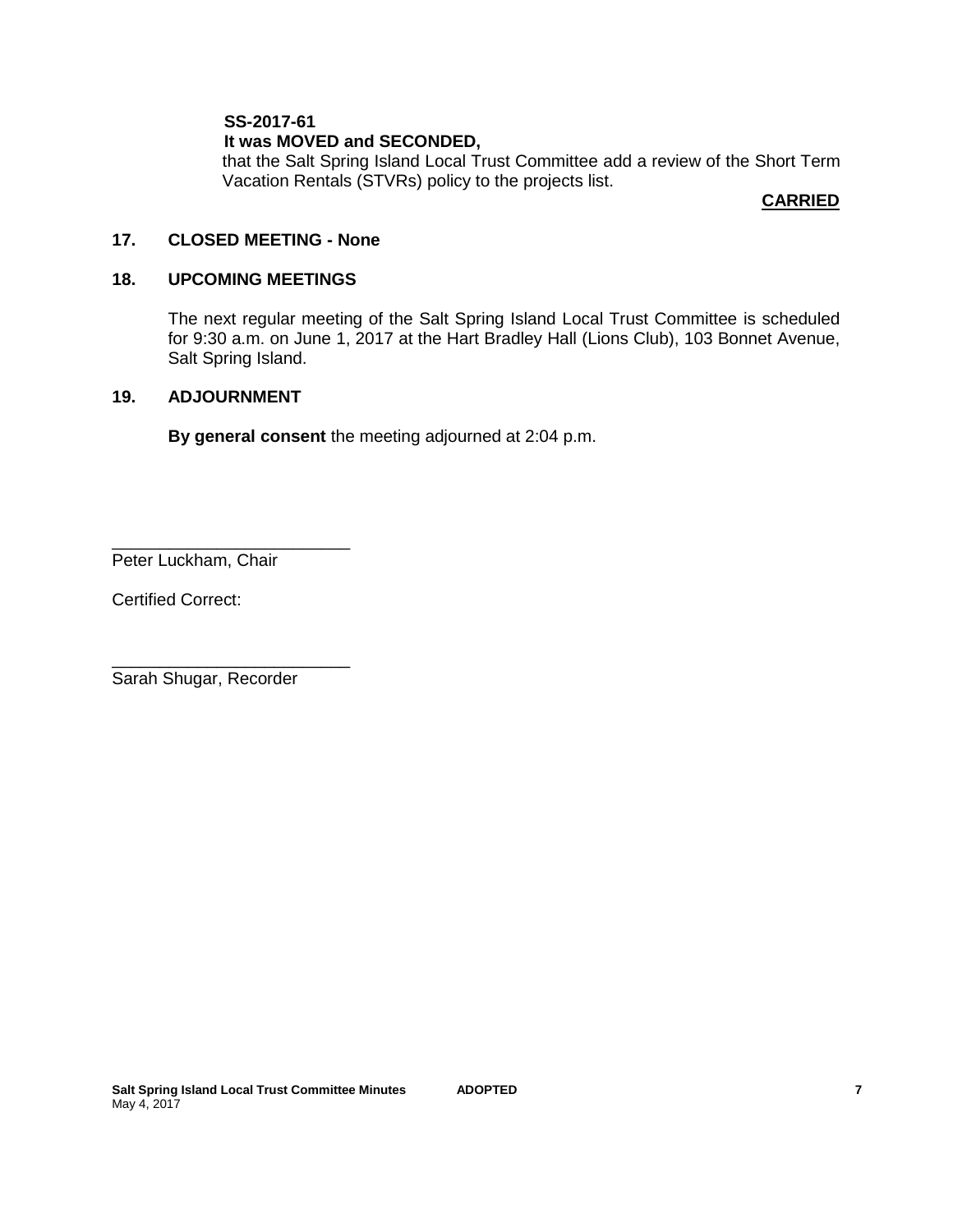**SS-2017-61**
**It was MOVED and SECONDED,**
that the Salt Spring Island Local Trust Committee add a review of the Short Term Vacation Rentals (STVRs) policy to the projects list.

**CARRIED**

## 17. CLOSED MEETING - None

## 18. UPCOMING MEETINGS

The next regular meeting of the Salt Spring Island Local Trust Committee is scheduled for 9:30 a.m. on June 1, 2017 at the Hart Bradley Hall (Lions Club), 103 Bonnet Avenue, Salt Spring Island.

## 19. ADJOURNMENT

**By general consent** the meeting adjourned at 2:04 p.m.

\_\_\_\_\_\_\_\_\_\_\_\_\_\_\_\_\_\_\_\_\_\_\_\_\_
Peter Luckham, Chair

Certified Correct:

\_\_\_\_\_\_\_\_\_\_\_\_\_\_\_\_\_\_\_\_\_\_\_\_\_
Sarah Shugar, Recorder